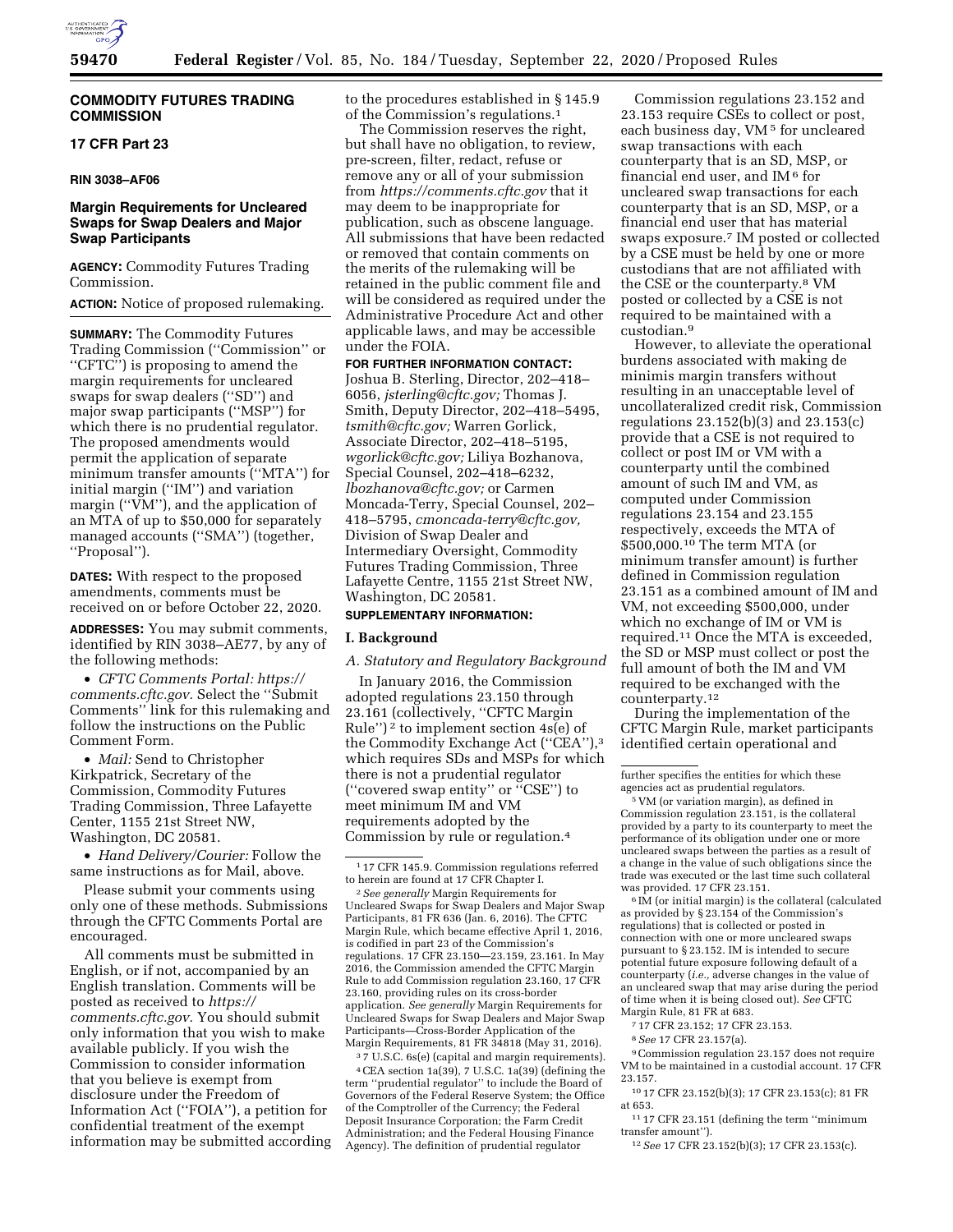## COMMODITY FUTURES TRADING COMMISSION

### 17 CFR Part 23

**RIN 3038–AF06**

### Margin Requirements for Uncleared Swaps for Swap Dealers and Major Swap Participants

**AGENCY:** Commodity Futures Trading Commission.

**ACTION:** Notice of proposed rulemaking.

**SUMMARY:** The Commodity Futures Trading Commission (''Commission'' or ''CFTC'') is proposing to amend the margin requirements for uncleared swaps for swap dealers (''SD'') and major swap participants (''MSP'') for which there is no prudential regulator. The proposed amendments would permit the application of separate minimum transfer amounts (''MTA'') for initial margin (''IM'') and variation margin (''VM''), and the application of an MTA of up to $50,000 for separately managed accounts (''SMA'') (together, ''Proposal'').

**DATES:** With respect to the proposed amendments, comments must be received on or before October 22, 2020.

**ADDRESSES:** You may submit comments, identified by RIN 3038–AE77, by any of the following methods:

- *CFTC Comments Portal: https://comments.cftc.gov.* Select the ''Submit Comments'' link for this rulemaking and follow the instructions on the Public Comment Form.
- *Mail:* Send to Christopher Kirkpatrick, Secretary of the Commission, Commodity Futures Trading Commission, Three Lafayette Center, 1155 21st Street NW, Washington, DC 20581.
- *Hand Delivery/Courier:* Follow the same instructions as for Mail, above.

Please submit your comments using only one of these methods. Submissions through the CFTC Comments Portal are encouraged.

All comments must be submitted in English, or if not, accompanied by an English translation. Comments will be posted as received to *https://comments.cftc.gov.* You should submit only information that you wish to make available publicly. If you wish the Commission to consider information that you believe is exempt from disclosure under the Freedom of Information Act (''FOIA''), a petition for confidential treatment of the exempt information may be submitted according to the procedures established in § 145.9 of the Commission's regulations.[1]

The Commission reserves the right, but shall have no obligation, to review, pre-screen, filter, redact, refuse or remove any or all of your submission from *https://comments.cftc.gov* that it may deem to be inappropriate for publication, such as obscene language. All submissions that have been redacted or removed that contain comments on the merits of the rulemaking will be retained in the public comment file and will be considered as required under the Administrative Procedure Act and other applicable laws, and may be accessible under the FOIA.

**FOR FURTHER INFORMATION CONTACT:** Joshua B. Sterling, Director, 202–418–6056, *jsterling@cftc.gov;* Thomas J. Smith, Deputy Director, 202–418–5495, *tsmith@cftc.gov;* Warren Gorlick, Associate Director, 202–418–5195, *wgorlick@cftc.gov;* Liliya Bozhanova, Special Counsel, 202–418–6232, *lbozhanova@cftc.gov;* or Carmen Moncada-Terry, Special Counsel, 202–418–5795, *cmoncada-terry@cftc.gov,* Division of Swap Dealer and Intermediary Oversight, Commodity Futures Trading Commission, Three Lafayette Centre, 1155 21st Street NW, Washington, DC 20581.

**SUPPLEMENTARY INFORMATION:**

## I. Background

### *A. Statutory and Regulatory Background*

In January 2016, the Commission adopted regulations 23.150 through 23.161 (collectively, ''CFTC Margin Rule'')[2] to implement section 4s(e) of the Commodity Exchange Act (''CEA''),[3] which requires SDs and MSPs for which there is not a prudential regulator (''covered swap entity'' or ''CSE'') to meet minimum IM and VM requirements adopted by the Commission by rule or regulation.[4]

Commission regulations 23.152 and 23.153 require CSEs to collect or post, each business day, VM[5] for uncleared swap transactions with each counterparty that is an SD, MSP, or financial end user, and IM[6] for uncleared swap transactions for each counterparty that is an SD, MSP, or a financial end user that has material swaps exposure.[7] IM posted or collected by a CSE must be held by one or more custodians that are not affiliated with the CSE or the counterparty.[8] VM posted or collected by a CSE is not required to be maintained with a custodian.[9]

However, to alleviate the operational burdens associated with making de minimis margin transfers without resulting in an unacceptable level of uncollateralized credit risk, Commission regulations 23.152(b)(3) and 23.153(c) provide that a CSE is not required to collect or post IM or VM with a counterparty until the combined amount of such IM and VM, as computed under Commission regulations 23.154 and 23.155 respectively, exceeds the MTA of $500,000.[10] The term MTA (or minimum transfer amount) is further defined in Commission regulation 23.151 as a combined amount of IM and VM, not exceeding $500,000, under which no exchange of IM or VM is required.[11] Once the MTA is exceeded, the SD or MSP must collect or post the full amount of both the IM and VM required to be exchanged with the counterparty.[12]

During the implementation of the CFTC Margin Rule, market participants identified certain operational and

---

[1] 17 CFR 145.9. Commission regulations referred to herein are found at 17 CFR Chapter I.

[2] *See generally* Margin Requirements for Uncleared Swaps for Swap Dealers and Major Swap Participants, 81 FR 636 (Jan. 6, 2016). The CFTC Margin Rule, which became effective April 1, 2016, is codified in part 23 of the Commission's regulations. 17 CFR 23.150—23.159, 23.161. In May 2016, the Commission amended the CFTC Margin Rule to add Commission regulation 23.160, 17 CFR 23.160, providing rules on its cross-border application. *See generally* Margin Requirements for Uncleared Swaps for Swap Dealers and Major Swap Participants—Cross-Border Application of the Margin Requirements, 81 FR 34818 (May 31, 2016).

[3] 7 U.S.C. 6s(e) (capital and margin requirements).

[4] CEA section 1a(39), 7 U.S.C. 1a(39) (defining the term ''prudential regulator'' to include the Board of Governors of the Federal Reserve System; the Office of the Comptroller of the Currency; the Federal Deposit Insurance Corporation; the Farm Credit Administration; and the Federal Housing Finance Agency). The definition of prudential regulator further specifies the entities for which these agencies act as prudential regulators.

[5] VM (or variation margin), as defined in Commission regulation 23.151, is the collateral provided by a party to its counterparty to meet the performance of its obligation under one or more uncleared swaps between the parties as a result of a change in the value of such obligations since the trade was executed or the last time such collateral was provided. 17 CFR 23.151.

[6] IM (or initial margin) is the collateral (calculated as provided by § 23.154 of the Commission's regulations) that is collected or posted in connection with one or more uncleared swaps pursuant to § 23.152. IM is intended to secure potential future exposure following default of a counterparty (*i.e.,* adverse changes in the value of an uncleared swap that may arise during the period of time when it is being closed out). *See* CFTC Margin Rule, 81 FR at 683.

[7] 17 CFR 23.152; 17 CFR 23.153.

[8] *See* 17 CFR 23.157(a).

[9] Commission regulation 23.157 does not require VM to be maintained in a custodial account. 17 CFR 23.157.

[10] 17 CFR 23.152(b)(3); 17 CFR 23.153(c); 81 FR at 653.

[11] 17 CFR 23.151 (defining the term ''minimum transfer amount'').

[12] *See* 17 CFR 23.152(b)(3); 17 CFR 23.153(c).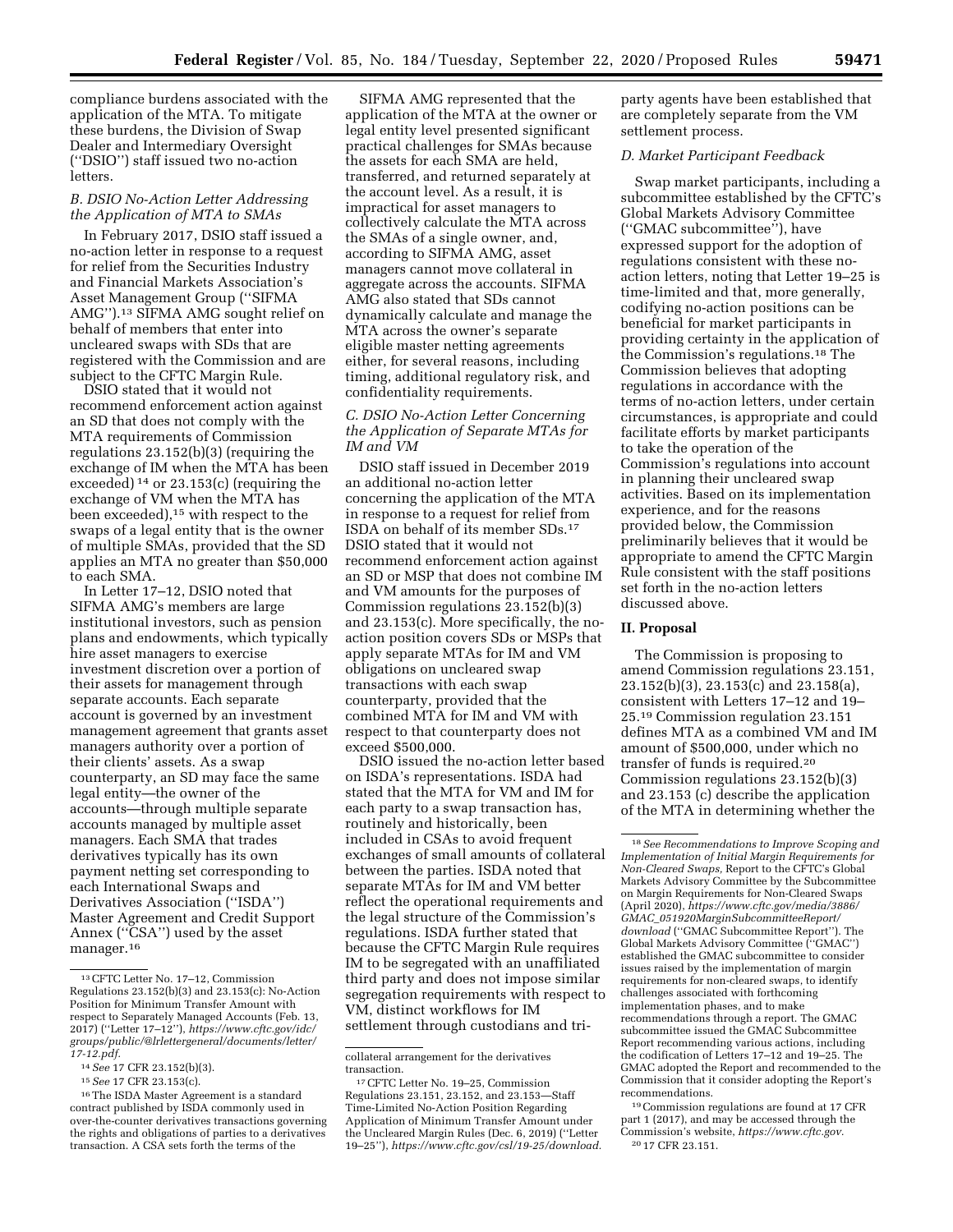compliance burdens associated with the application of the MTA. To mitigate these burdens, the Division of Swap Dealer and Intermediary Oversight (''DSIO'') staff issued two no-action letters.

### B. DSIO No-Action Letter Addressing the Application of MTA to SMAs

In February 2017, DSIO staff issued a no-action letter in response to a request for relief from the Securities Industry and Financial Markets Association's Asset Management Group (''SIFMA AMG'').[13] SIFMA AMG sought relief on behalf of members that enter into uncleared swaps with SDs that are registered with the Commission and are subject to the CFTC Margin Rule.

DSIO stated that it would not recommend enforcement action against an SD that does not comply with the MTA requirements of Commission regulations 23.152(b)(3) (requiring the exchange of IM when the MTA has been exceeded)[14] or 23.153(c) (requiring the exchange of VM when the MTA has been exceeded),[15] with respect to the swaps of a legal entity that is the owner of multiple SMAs, provided that the SD applies an MTA no greater than $50,000 to each SMA.

In Letter 17–12, DSIO noted that SIFMA AMG's members are large institutional investors, such as pension plans and endowments, which typically hire asset managers to exercise investment discretion over a portion of their assets for management through separate accounts. Each separate account is governed by an investment management agreement that grants asset managers authority over a portion of their clients' assets. As a swap counterparty, an SD may face the same legal entity—the owner of the accounts—through multiple separate accounts managed by multiple asset managers. Each SMA that trades derivatives typically has its own payment netting set corresponding to each International Swaps and Derivatives Association (''ISDA'') Master Agreement and Credit Support Annex (''CSA'') used by the asset manager.[16]

SIFMA AMG represented that the application of the MTA at the owner or legal entity level presented significant practical challenges for SMAs because the assets for each SMA are held, transferred, and returned separately at the account level. As a result, it is impractical for asset managers to collectively calculate the MTA across the SMAs of a single owner, and, according to SIFMA AMG, asset managers cannot move collateral in aggregate across the accounts. SIFMA AMG also stated that SDs cannot dynamically calculate and manage the MTA across the owner's separate eligible master netting agreements either, for several reasons, including timing, additional regulatory risk, and confidentiality requirements.

### C. DSIO No-Action Letter Concerning the Application of Separate MTAs for IM and VM

DSIO staff issued in December 2019 an additional no-action letter concerning the application of the MTA in response to a request for relief from ISDA on behalf of its member SDs.[17] DSIO stated that it would not recommend enforcement action against an SD or MSP that does not combine IM and VM amounts for the purposes of Commission regulations 23.152(b)(3) and 23.153(c). More specifically, the no-action position covers SDs or MSPs that apply separate MTAs for IM and VM obligations on uncleared swap transactions with each swap counterparty, provided that the combined MTA for IM and VM with respect to that counterparty does not exceed $500,000.

DSIO issued the no-action letter based on ISDA's representations. ISDA had stated that the MTA for VM and IM for each party to a swap transaction has, routinely and historically, been included in CSAs to avoid frequent exchanges of small amounts of collateral between the parties. ISDA noted that separate MTAs for IM and VM better reflect the operational requirements and the legal structure of the Commission's regulations. ISDA further stated that because the CFTC Margin Rule requires IM to be segregated with an unaffiliated third party and does not impose similar segregation requirements with respect to VM, distinct workflows for IM settlement through custodians and tri-party agents have been established that are completely separate from the VM settlement process.

### D. Market Participant Feedback

Swap market participants, including a subcommittee established by the CFTC's Global Markets Advisory Committee (''GMAC subcommittee''), have expressed support for the adoption of regulations consistent with these no-action letters, noting that Letter 19–25 is time-limited and that, more generally, codifying no-action positions can be beneficial for market participants in providing certainty in the application of the Commission's regulations.[18] The Commission believes that adopting regulations in accordance with the terms of no-action letters, under certain circumstances, is appropriate and could facilitate efforts by market participants to take the operation of the Commission's regulations into account in planning their uncleared swap activities. Based on its implementation experience, and for the reasons provided below, the Commission preliminarily believes that it would be appropriate to amend the CFTC Margin Rule consistent with the staff positions set forth in the no-action letters discussed above.

## II. Proposal

The Commission is proposing to amend Commission regulations 23.151, 23.152(b)(3), 23.153(c) and 23.158(a), consistent with Letters 17–12 and 19–25.[19] Commission regulation 23.151 defines MTA as a combined VM and IM amount of $500,000, under which no transfer of funds is required.[20] Commission regulations 23.152(b)(3) and 23.153 (c) describe the application of the MTA in determining whether the

---

[13] CFTC Letter No. 17–12, Commission Regulations 23.152(b)(3) and 23.153(c): No-Action Position for Minimum Transfer Amount with respect to Separately Managed Accounts (Feb. 13, 2017) (''Letter 17–12''), *https://www.cftc.gov/idc/groups/public/@lrlettergeneral/documents/letter/17-12.pdf.*

[14] *See* 17 CFR 23.152(b)(3).

[15] *See* 17 CFR 23.153(c).

[16] The ISDA Master Agreement is a standard contract published by ISDA commonly used in over-the-counter derivatives transactions governing the rights and obligations of parties to a derivatives transaction. A CSA sets forth the terms of the collateral arrangement for the derivatives transaction.

[17] CFTC Letter No. 19–25, Commission Regulations 23.151, 23.152, and 23.153—Staff Time-Limited No-Action Position Regarding Application of Minimum Transfer Amount under the Uncleared Margin Rules (Dec. 6, 2019) (''Letter 19–25''), *https://www.cftc.gov/csl/19-25/download.*

[18] *See Recommendations to Improve Scoping and Implementation of Initial Margin Requirements for Non-Cleared Swaps,* Report to the CFTC's Global Markets Advisory Committee by the Subcommittee on Margin Requirements for Non-Cleared Swaps (April 2020), *https://www.cftc.gov/media/3886/GMAC_051920MarginSubcommitteeReport/download* (''GMAC Subcommittee Report''). The Global Markets Advisory Committee (''GMAC'') established the GMAC subcommittee to consider issues raised by the implementation of margin requirements for non-cleared swaps, to identify challenges associated with forthcoming implementation phases, and to make recommendations through a report. The GMAC subcommittee issued the GMAC Subcommittee Report recommending various actions, including the codification of Letters 17–12 and 19–25. The GMAC adopted the Report and recommended to the Commission that it consider adopting the Report's recommendations.

[19] Commission regulations are found at 17 CFR part 1 (2017), and may be accessed through the Commission's website, *https://www.cftc.gov.*

[20] 17 CFR 23.151.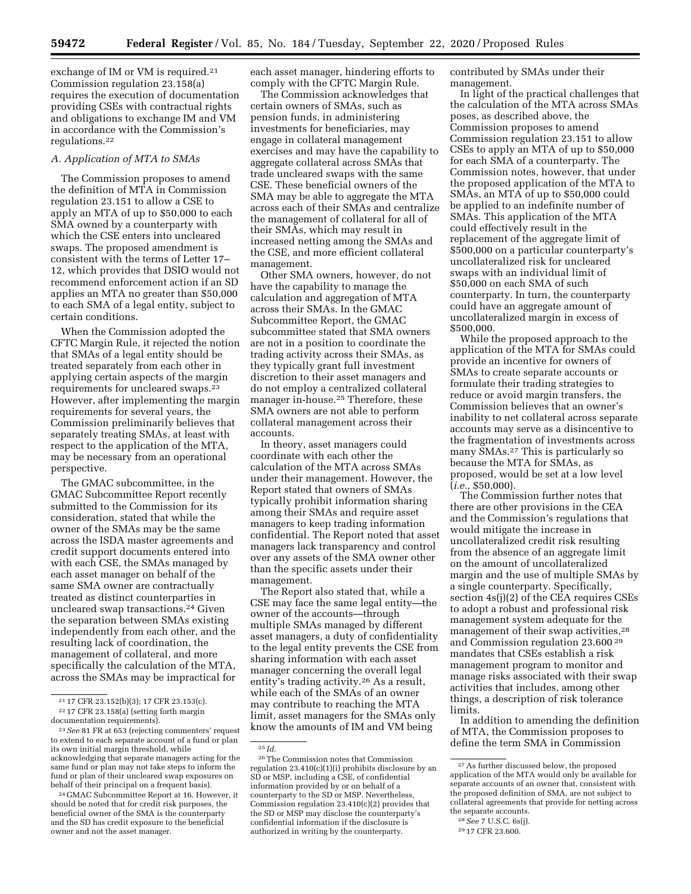exchange of IM or VM is required.[21] Commission regulation 23.158(a) requires the execution of documentation providing CSEs with contractual rights and obligations to exchange IM and VM in accordance with the Commission's regulations.[22]

### *A. Application of MTA to SMAs*

The Commission proposes to amend the definition of MTA in Commission regulation 23.151 to allow a CSE to apply an MTA of up to $50,000 to each SMA owned by a counterparty with which the CSE enters into uncleared swaps. The proposed amendment is consistent with the terms of Letter 17–12, which provides that DSIO would not recommend enforcement action if an SD applies an MTA no greater than $50,000 to each SMA of a legal entity, subject to certain conditions.

When the Commission adopted the CFTC Margin Rule, it rejected the notion that SMAs of a legal entity should be treated separately from each other in applying certain aspects of the margin requirements for uncleared swaps.[23] However, after implementing the margin requirements for several years, the Commission preliminarily believes that separately treating SMAs, at least with respect to the application of the MTA, may be necessary from an operational perspective.

The GMAC subcommittee, in the GMAC Subcommittee Report recently submitted to the Commission for its consideration, stated that while the owner of the SMAs may be the same across the ISDA master agreements and credit support documents entered into with each CSE, the SMAs managed by each asset manager on behalf of the same SMA owner are contractually treated as distinct counterparties in uncleared swap transactions.[24] Given the separation between SMAs existing independently from each other, and the resulting lack of coordination, the management of collateral, and more specifically the calculation of the MTA, across the SMAs may be impractical for each asset manager, hindering efforts to comply with the CFTC Margin Rule.

The Commission acknowledges that certain owners of SMAs, such as pension funds, in administering investments for beneficiaries, may engage in collateral management exercises and may have the capability to aggregate collateral across SMAs that trade uncleared swaps with the same CSE. These beneficial owners of the SMA may be able to aggregate the MTA across each of their SMAs and centralize the management of collateral for all of their SMAs, which may result in increased netting among the SMAs and the CSE, and more efficient collateral management.

Other SMA owners, however, do not have the capability to manage the calculation and aggregation of MTA across their SMAs. In the GMAC Subcommittee Report, the GMAC subcommittee stated that SMA owners are not in a position to coordinate the trading activity across their SMAs, as they typically grant full investment discretion to their asset managers and do not employ a centralized collateral manager in-house.[25] Therefore, these SMA owners are not able to perform collateral management across their accounts.

In theory, asset managers could coordinate with each other the calculation of the MTA across SMAs under their management. However, the Report stated that owners of SMAs typically prohibit information sharing among their SMAs and require asset managers to keep trading information confidential. The Report noted that asset managers lack transparency and control over any assets of the SMA owner other than the specific assets under their management.

The Report also stated that, while a CSE may face the same legal entity—the owner of the accounts—through multiple SMAs managed by different asset managers, a duty of confidentiality to the legal entity prevents the CSE from sharing information with each asset manager concerning the overall legal entity's trading activity.[26] As a result, while each of the SMAs of an owner may contribute to reaching the MTA limit, asset managers for the SMAs only know the amounts of IM and VM being contributed by SMAs under their management.

In light of the practical challenges that the calculation of the MTA across SMAs poses, as described above, the Commission proposes to amend Commission regulation 23.151 to allow CSEs to apply an MTA of up to $50,000 for each SMA of a counterparty. The Commission notes, however, that under the proposed application of the MTA to SMAs, an MTA of up to $50,000 could be applied to an indefinite number of SMAs. This application of the MTA could effectively result in the replacement of the aggregate limit of $500,000 on a particular counterparty's uncollateralized risk for uncleared swaps with an individual limit of $50,000 on each SMA of such counterparty. In turn, the counterparty could have an aggregate amount of uncollateralized margin in excess of $500,000.

While the proposed approach to the application of the MTA for SMAs could provide an incentive for owners of SMAs to create separate accounts or formulate their trading strategies to reduce or avoid margin transfers, the Commission believes that an owner's inability to net collateral across separate accounts may serve as a disincentive to the fragmentation of investments across many SMAs.[27] This is particularly so because the MTA for SMAs, as proposed, would be set at a low level (*i.e.,* $50,000).

The Commission further notes that there are other provisions in the CEA and the Commission's regulations that would mitigate the increase in uncollateralized credit risk resulting from the absence of an aggregate limit on the amount of uncollateralized margin and the use of multiple SMAs by a single counterparty. Specifically, section 4s(j)(2) of the CEA requires CSEs to adopt a robust and professional risk management system adequate for the management of their swap activities,[28] and Commission regulation 23.600 [29] mandates that CSEs establish a risk management program to monitor and manage risks associated with their swap activities that includes, among other things, a description of risk tolerance limits.

In addition to amending the definition of MTA, the Commission proposes to define the term SMA in Commission

---

[21] 17 CFR 23.152(b)(3); 17 CFR 23.153(c).

[22] 17 CFR 23.158(a) (setting forth margin documentation requirements).

[23] *See* 81 FR at 653 (rejecting commenters' request to extend to each separate account of a fund or plan its own initial margin threshold, while acknowledging that separate managers acting for the same fund or plan may not take steps to inform the fund or plan of their uncleared swap exposures on behalf of their principal on a frequent basis).

[24] GMAC Subcommittee Report at 16. However, it should be noted that for credit risk purposes, the beneficial owner of the SMA is the counterparty and the SD has credit exposure to the beneficial owner and not the asset manager.

[25] *Id.*

[26] The Commission notes that Commission regulation 23.410(c)(1)(i) prohibits disclosure by an SD or MSP, including a CSE, of confidential information provided by or on behalf of a counterparty to the SD or MSP. Nevertheless, Commission regulation 23.410(c)(2) provides that the SD or MSP may disclose the counterparty's confidential information if the disclosure is authorized in writing by the counterparty.

[27] As further discussed below, the proposed application of the MTA would only be available for separate accounts of an owner that, consistent with the proposed definition of SMA, are not subject to collateral agreements that provide for netting across the separate accounts.

[28] *See* 7 U.S.C. 6s(j).

[29] 17 CFR 23.600.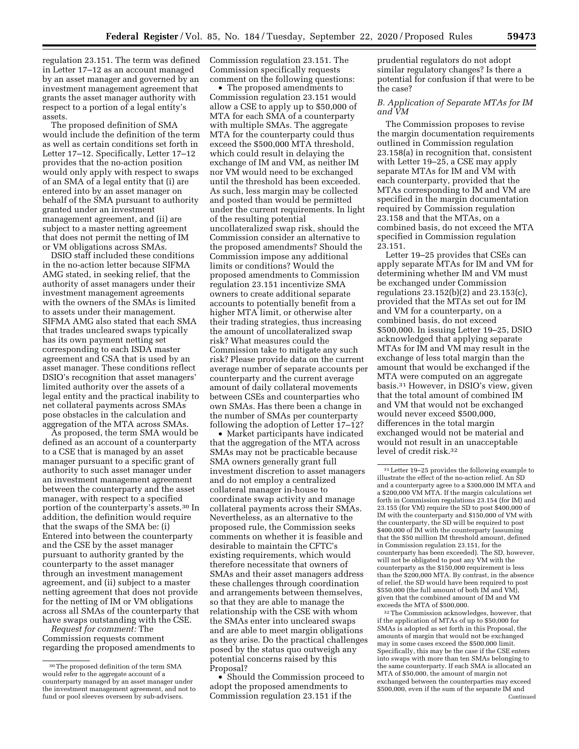regulation 23.151. The term was defined in Letter 17–12 as an account managed by an asset manager and governed by an investment management agreement that grants the asset manager authority with respect to a portion of a legal entity's assets.

The proposed definition of SMA would include the definition of the term as well as certain conditions set forth in Letter 17–12. Specifically, Letter 17–12 provides that the no-action position would only apply with respect to swaps of an SMA of a legal entity that (i) are entered into by an asset manager on behalf of the SMA pursuant to authority granted under an investment management agreement, and (ii) are subject to a master netting agreement that does not permit the netting of IM or VM obligations across SMAs.

DSIO staff included these conditions in the no-action letter because SIFMA AMG stated, in seeking relief, that the authority of asset managers under their investment management agreements with the owners of the SMAs is limited to assets under their management. SIFMA AMG also stated that each SMA that trades uncleared swaps typically has its own payment netting set corresponding to each ISDA master agreement and CSA that is used by an asset manager. These conditions reflect DSIO's recognition that asset managers' limited authority over the assets of a legal entity and the practical inability to net collateral payments across SMAs pose obstacles in the calculation and aggregation of the MTA across SMAs.

As proposed, the term SMA would be defined as an account of a counterparty to a CSE that is managed by an asset manager pursuant to a specific grant of authority to such asset manager under an investment management agreement between the counterparty and the asset manager, with respect to a specified portion of the counterparty's assets.[30] In addition, the definition would require that the swaps of the SMA be: (i) Entered into between the counterparty and the CSE by the asset manager pursuant to authority granted by the counterparty to the asset manager through an investment management agreement, and (ii) subject to a master netting agreement that does not provide for the netting of IM or VM obligations across all SMAs of the counterparty that have swaps outstanding with the CSE.

*Request for comment:* The Commission requests comment regarding the proposed amendments to Commission regulation 23.151. The Commission specifically requests comment on the following questions:

- The proposed amendments to Commission regulation 23.151 would allow a CSE to apply up to $50,000 of MTA for each SMA of a counterparty with multiple SMAs. The aggregate MTA for the counterparty could thus exceed the $500,000 MTA threshold, which could result in delaying the exchange of IM and VM, as neither IM nor VM would need to be exchanged until the threshold has been exceeded. As such, less margin may be collected and posted than would be permitted under the current requirements. In light of the resulting potential uncollateralized swap risk, should the Commission consider an alternative to the proposed amendments? Should the Commission impose any additional limits or conditions? Would the proposed amendments to Commission regulation 23.151 incentivize SMA owners to create additional separate accounts to potentially benefit from a higher MTA limit, or otherwise alter their trading strategies, thus increasing the amount of uncollateralized swap risk? What measures could the Commission take to mitigate any such risk? Please provide data on the current average number of separate accounts per counterparty and the current average amount of daily collateral movements between CSEs and counterparties who own SMAs. Has there been a change in the number of SMAs per counterparty following the adoption of Letter 17–12?
- Market participants have indicated that the aggregation of the MTA across SMAs may not be practicable because SMA owners generally grant full investment discretion to asset managers and do not employ a centralized collateral manager in-house to coordinate swap activity and manage collateral payments across their SMAs. Nevertheless, as an alternative to the proposed rule, the Commission seeks comments on whether it is feasible and desirable to maintain the CFTC's existing requirements, which would therefore necessitate that owners of SMAs and their asset managers address these challenges through coordination and arrangements between themselves, so that they are able to manage the relationship with the CSE with whom the SMAs enter into uncleared swaps and are able to meet margin obligations as they arise. Do the practical challenges posed by the status quo outweigh any potential concerns raised by this Proposal?
- Should the Commission proceed to adopt the proposed amendments to Commission regulation 23.151 if the prudential regulators do not adopt similar regulatory changes? Is there a potential for confusion if that were to be the case?

### B. Application of Separate MTAs for IM and VM

The Commission proposes to revise the margin documentation requirements outlined in Commission regulation 23.158(a) in recognition that, consistent with Letter 19–25, a CSE may apply separate MTAs for IM and VM with each counterparty, provided that the MTAs corresponding to IM and VM are specified in the margin documentation required by Commission regulation 23.158 and that the MTAs, on a combined basis, do not exceed the MTA specified in Commission regulation 23.151.

Letter 19–25 provides that CSEs can apply separate MTAs for IM and VM for determining whether IM and VM must be exchanged under Commission regulations 23.152(b)(2) and 23.153(c), provided that the MTAs set out for IM and VM for a counterparty, on a combined basis, do not exceed $500,000. In issuing Letter 19–25, DSIO acknowledged that applying separate MTAs for IM and VM may result in the exchange of less total margin than the amount that would be exchanged if the MTA were computed on an aggregate basis.[31] However, in DSIO's view, given that the total amount of combined IM and VM that would not be exchanged would never exceed $500,000, differences in the total margin exchanged would not be material and would not result in an unacceptable level of credit risk.[32]

---

[30] The proposed definition of the term SMA would refer to the aggregate account of a counterparty managed by an asset manager under the investment management agreement, and not to fund or pool sleeves overseen by sub-advisers.

[31] Letter 19–25 provides the following example to illustrate the effect of the no-action relief. An SD and a counterparty agree to a $300,000 IM MTA and a $200,000 VM MTA. If the margin calculations set forth in Commission regulations 23.154 (for IM) and 23.155 (for VM) require the SD to post $400,000 of IM with the counterparty and $150,000 of VM with the counterparty, the SD will be required to post $400,000 of IM with the counterparty (assuming that the $50 million IM threshold amount, defined in Commission regulation 23.151, for the counterparty has been exceeded). The SD, however, will not be obligated to post any VM with the counterparty as the $150,000 requirement is less than the $200,000 MTA. By contrast, in the absence of relief, the SD would have been required to post $550,000 (the full amount of both IM and VM), given that the combined amount of IM and VM exceeds the MTA of $500,000.

[32] The Commission acknowledges, however, that if the application of MTAs of up to $50,000 for SMAs is adopted as set forth in this Proposal, the amounts of margin that would not be exchanged may in some cases exceed the $500,000 limit. Specifically, this may be the case if the CSE enters into swaps with more than ten SMAs belonging to the same counterparty. If each SMA is allocated an MTA of $50,000, the amount of margin not exchanged between the counterparties may exceed $500,000, even if the sum of the separate IM and

Continued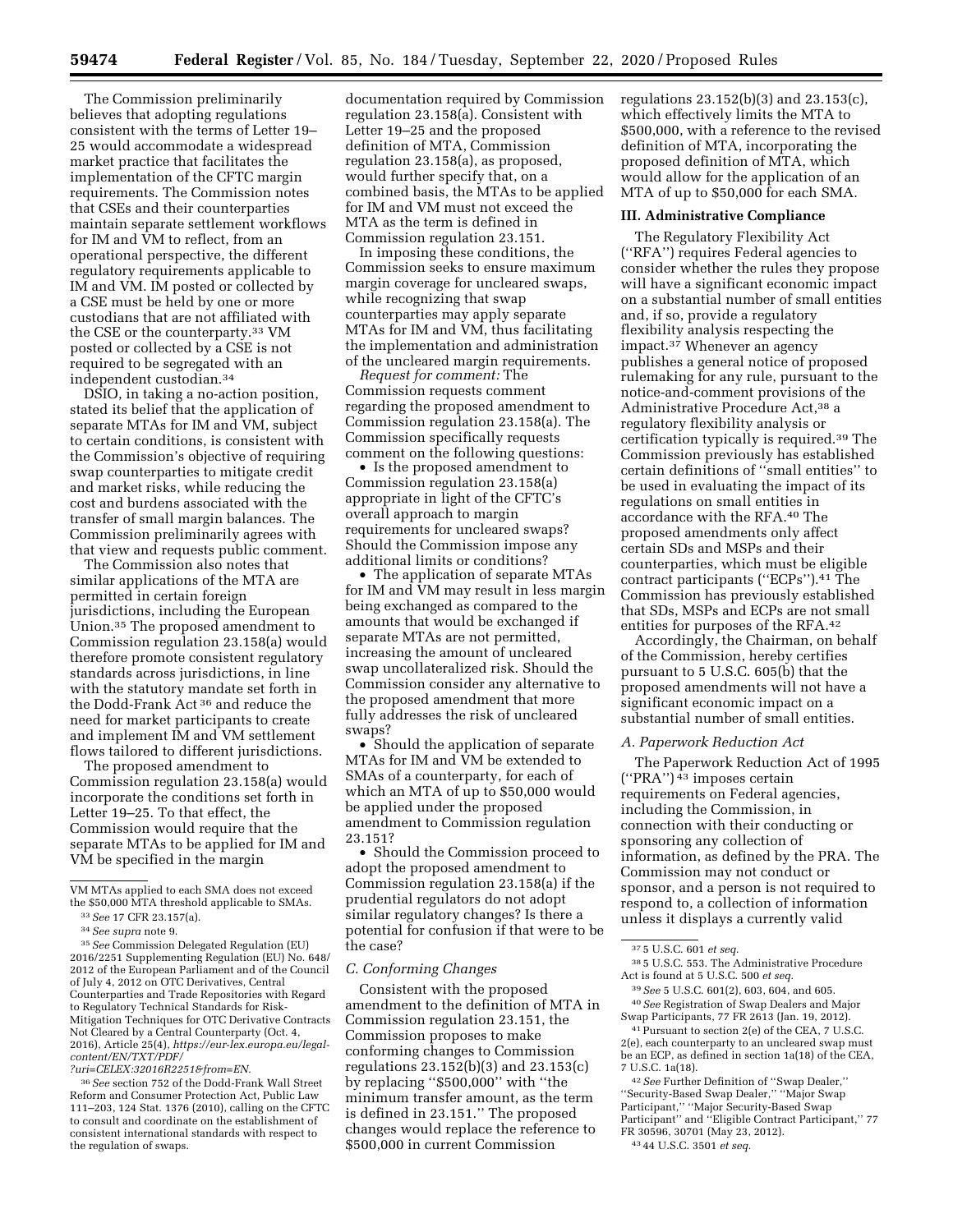The Commission preliminarily believes that adopting regulations consistent with the terms of Letter 19–25 would accommodate a widespread market practice that facilitates the implementation of the CFTC margin requirements. The Commission notes that CSEs and their counterparties maintain separate settlement workflows for IM and VM to reflect, from an operational perspective, the different regulatory requirements applicable to IM and VM. IM posted or collected by a CSE must be held by one or more custodians that are not affiliated with the CSE or the counterparty.[33] VM posted or collected by a CSE is not required to be segregated with an independent custodian.[34]

DSIO, in taking a no-action position, stated its belief that the application of separate MTAs for IM and VM, subject to certain conditions, is consistent with the Commission's objective of requiring swap counterparties to mitigate credit and market risks, while reducing the cost and burdens associated with the transfer of small margin balances. The Commission preliminarily agrees with that view and requests public comment.

The Commission also notes that similar applications of the MTA are permitted in certain foreign jurisdictions, including the European Union.[35] The proposed amendment to Commission regulation 23.158(a) would therefore promote consistent regulatory standards across jurisdictions, in line with the statutory mandate set forth in the Dodd-Frank Act[36] and reduce the need for market participants to create and implement IM and VM settlement flows tailored to different jurisdictions.

The proposed amendment to Commission regulation 23.158(a) would incorporate the conditions set forth in Letter 19–25. To that effect, the Commission would require that the separate MTAs to be applied for IM and VM be specified in the margin documentation required by Commission regulation 23.158(a). Consistent with Letter 19–25 and the proposed definition of MTA, Commission regulation 23.158(a), as proposed, would further specify that, on a combined basis, the MTAs to be applied for IM and VM must not exceed the MTA as the term is defined in Commission regulation 23.151.

In imposing these conditions, the Commission seeks to ensure maximum margin coverage for uncleared swaps, while recognizing that swap counterparties may apply separate MTAs for IM and VM, thus facilitating the implementation and administration of the uncleared margin requirements.

*Request for comment:* The Commission requests comment regarding the proposed amendment to Commission regulation 23.158(a). The Commission specifically requests comment on the following questions:

- Is the proposed amendment to Commission regulation 23.158(a) appropriate in light of the CFTC's overall approach to margin requirements for uncleared swaps? Should the Commission impose any additional limits or conditions?
- The application of separate MTAs for IM and VM may result in less margin being exchanged as compared to the amounts that would be exchanged if separate MTAs are not permitted, increasing the amount of uncleared swap uncollateralized risk. Should the Commission consider any alternative to the proposed amendment that more fully addresses the risk of uncleared swaps?
- Should the application of separate MTAs for IM and VM be extended to SMAs of a counterparty, for each of which an MTA of up to $50,000 would be applied under the proposed amendment to Commission regulation 23.151?
- Should the Commission proceed to adopt the proposed amendment to Commission regulation 23.158(a) if the prudential regulators do not adopt similar regulatory changes? Is there a potential for confusion if that were to be the case?

### *C. Conforming Changes*

Consistent with the proposed amendment to the definition of MTA in Commission regulation 23.151, the Commission proposes to make conforming changes to Commission regulations 23.152(b)(3) and 23.153(c) by replacing "$500,000" with "the minimum transfer amount, as the term is defined in 23.151." The proposed changes would replace the reference to $500,000 in current Commission regulations 23.152(b)(3) and 23.153(c), which effectively limits the MTA to $500,000, with a reference to the revised definition of MTA, incorporating the proposed definition of MTA, which would allow for the application of an MTA of up to $50,000 for each SMA.

## III. Administrative Compliance

The Regulatory Flexibility Act ("RFA") requires Federal agencies to consider whether the rules they propose will have a significant economic impact on a substantial number of small entities and, if so, provide a regulatory flexibility analysis respecting the impact.[37] Whenever an agency publishes a general notice of proposed rulemaking for any rule, pursuant to the notice-and-comment provisions of the Administrative Procedure Act,[38] a regulatory flexibility analysis or certification typically is required.[39] The Commission previously has established certain definitions of "small entities" to be used in evaluating the impact of its regulations on small entities in accordance with the RFA.[40] The proposed amendments only affect certain SDs and MSPs and their counterparties, which must be eligible contract participants ("ECPs").[41] The Commission has previously established that SDs, MSPs and ECPs are not small entities for purposes of the RFA.[42]

Accordingly, the Chairman, on behalf of the Commission, hereby certifies pursuant to 5 U.S.C. 605(b) that the proposed amendments will not have a significant economic impact on a substantial number of small entities.

### *A. Paperwork Reduction Act*

The Paperwork Reduction Act of 1995 ("PRA")[43] imposes certain requirements on Federal agencies, including the Commission, in connection with their conducting or sponsoring any collection of information, as defined by the PRA. The Commission may not conduct or sponsor, and a person is not required to respond to, a collection of information unless it displays a currently valid

---

VM MTAs applied to each SMA does not exceed the $50,000 MTA threshold applicable to SMAs.

[33] *See* 17 CFR 23.157(a).

[34] *See supra* note 9.

[35] *See* Commission Delegated Regulation (EU) 2016/2251 Supplementing Regulation (EU) No. 648/2012 of the European Parliament and of the Council of July 4, 2012 on OTC Derivatives, Central Counterparties and Trade Repositories with Regard to Regulatory Technical Standards for Risk-Mitigation Techniques for OTC Derivative Contracts Not Cleared by a Central Counterparty (Oct. 4, 2016), Article 25(4), *https://eur-lex.europa.eu/legal-content/EN/TXT/PDF/?uri=CELEX:32016R2251&from=EN.*

[36] *See* section 752 of the Dodd-Frank Wall Street Reform and Consumer Protection Act, Public Law 111–203, 124 Stat. 1376 (2010), calling on the CFTC to consult and coordinate on the establishment of consistent international standards with respect to the regulation of swaps.

[37] 5 U.S.C. 601 *et seq.*

[38] 5 U.S.C. 553. The Administrative Procedure Act is found at 5 U.S.C. 500 *et seq.*

[39] *See* 5 U.S.C. 601(2), 603, 604, and 605.

[40] *See* Registration of Swap Dealers and Major Swap Participants, 77 FR 2613 (Jan. 19, 2012).

[41] Pursuant to section 2(e) of the CEA, 7 U.S.C. 2(e), each counterparty to an uncleared swap must be an ECP, as defined in section 1a(18) of the CEA, 7 U.S.C. 1a(18).

[42] *See* Further Definition of "Swap Dealer," "Security-Based Swap Dealer," "Major Swap Participant," "Major Security-Based Swap Participant" and "Eligible Contract Participant," 77 FR 30596, 30701 (May 23, 2012).

[43] 44 U.S.C. 3501 *et seq.*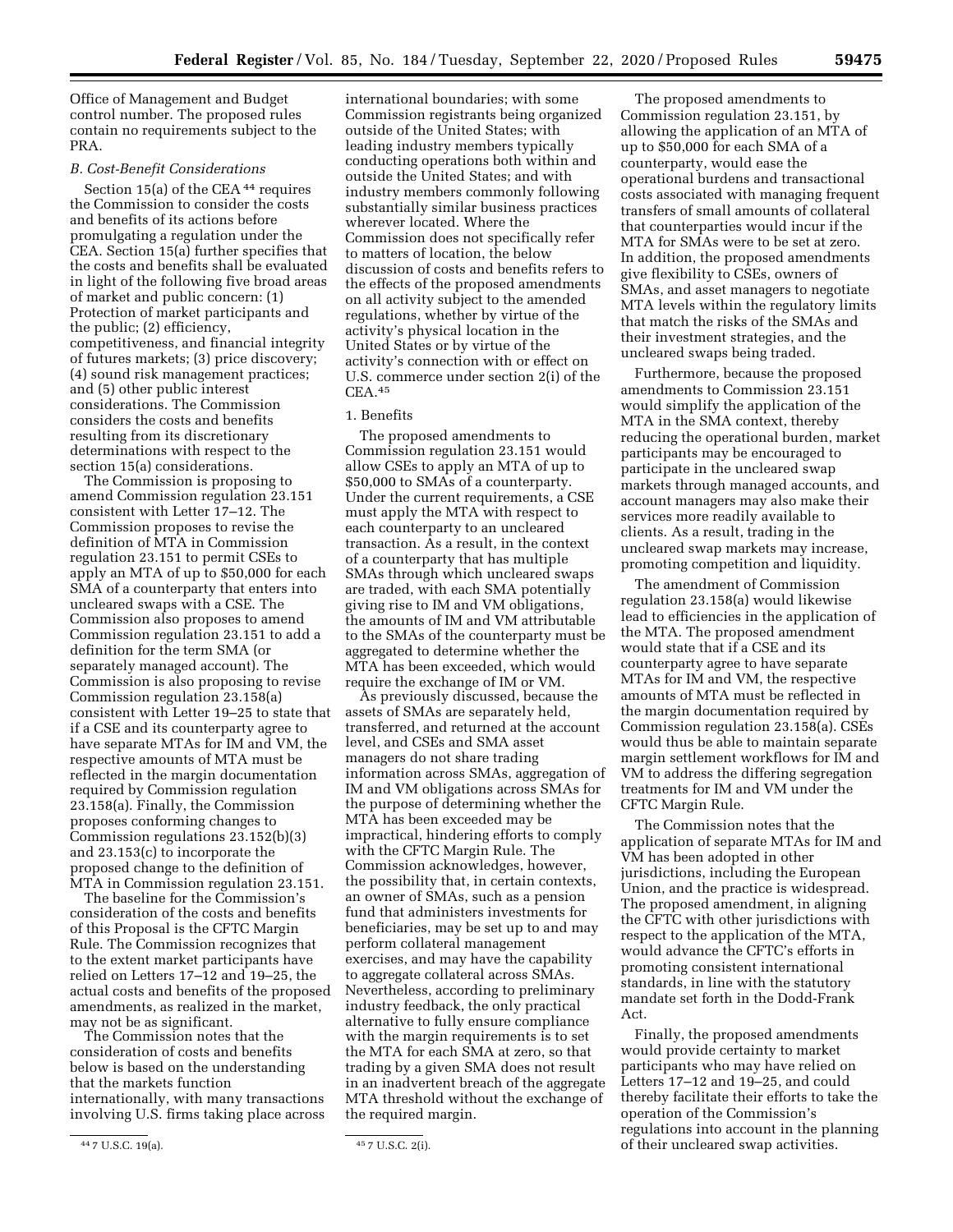Office of Management and Budget control number. The proposed rules contain no requirements subject to the PRA.

### *B. Cost-Benefit Considerations*

Section 15(a) of the CEA [44] requires the Commission to consider the costs and benefits of its actions before promulgating a regulation under the CEA. Section 15(a) further specifies that the costs and benefits shall be evaluated in light of the following five broad areas of market and public concern: (1) Protection of market participants and the public; (2) efficiency, competitiveness, and financial integrity of futures markets; (3) price discovery; (4) sound risk management practices; and (5) other public interest considerations. The Commission considers the costs and benefits resulting from its discretionary determinations with respect to the section 15(a) considerations.

The Commission is proposing to amend Commission regulation 23.151 consistent with Letter 17–12. The Commission proposes to revise the definition of MTA in Commission regulation 23.151 to permit CSEs to apply an MTA of up to $50,000 for each SMA of a counterparty that enters into uncleared swaps with a CSE. The Commission also proposes to amend Commission regulation 23.151 to add a definition for the term SMA (or separately managed account). The Commission is also proposing to revise Commission regulation 23.158(a) consistent with Letter 19–25 to state that if a CSE and its counterparty agree to have separate MTAs for IM and VM, the respective amounts of MTA must be reflected in the margin documentation required by Commission regulation 23.158(a). Finally, the Commission proposes conforming changes to Commission regulations 23.152(b)(3) and 23.153(c) to incorporate the proposed change to the definition of MTA in Commission regulation 23.151.

The baseline for the Commission's consideration of the costs and benefits of this Proposal is the CFTC Margin Rule. The Commission recognizes that to the extent market participants have relied on Letters 17–12 and 19–25, the actual costs and benefits of the proposed amendments, as realized in the market, may not be as significant.

The Commission notes that the consideration of costs and benefits below is based on the understanding that the markets function internationally, with many transactions involving U.S. firms taking place across international boundaries; with some Commission registrants being organized outside of the United States; with leading industry members typically conducting operations both within and outside the United States; and with industry members commonly following substantially similar business practices wherever located. Where the Commission does not specifically refer to matters of location, the below discussion of costs and benefits refers to the effects of the proposed amendments on all activity subject to the amended regulations, whether by virtue of the activity's physical location in the United States or by virtue of the activity's connection with or effect on U.S. commerce under section 2(i) of the CEA.[45]

#### 1. Benefits

The proposed amendments to Commission regulation 23.151 would allow CSEs to apply an MTA of up to $50,000 to SMAs of a counterparty. Under the current requirements, a CSE must apply the MTA with respect to each counterparty to an uncleared transaction. As a result, in the context of a counterparty that has multiple SMAs through which uncleared swaps are traded, with each SMA potentially giving rise to IM and VM obligations, the amounts of IM and VM attributable to the SMAs of the counterparty must be aggregated to determine whether the MTA has been exceeded, which would require the exchange of IM or VM.

As previously discussed, because the assets of SMAs are separately held, transferred, and returned at the account level, and CSEs and SMA asset managers do not share trading information across SMAs, aggregation of IM and VM obligations across SMAs for the purpose of determining whether the MTA has been exceeded may be impractical, hindering efforts to comply with the CFTC Margin Rule. The Commission acknowledges, however, the possibility that, in certain contexts, an owner of SMAs, such as a pension fund that administers investments for beneficiaries, may be set up to and may perform collateral management exercises, and may have the capability to aggregate collateral across SMAs. Nevertheless, according to preliminary industry feedback, the only practical alternative to fully ensure compliance with the margin requirements is to set the MTA for each SMA at zero, so that trading by a given SMA does not result in an inadvertent breach of the aggregate MTA threshold without the exchange of the required margin.

The proposed amendments to Commission regulation 23.151, by allowing the application of an MTA of up to $50,000 for each SMA of a counterparty, would ease the operational burdens and transactional costs associated with managing frequent transfers of small amounts of collateral that counterparties would incur if the MTA for SMAs were to be set at zero. In addition, the proposed amendments give flexibility to CSEs, owners of SMAs, and asset managers to negotiate MTA levels within the regulatory limits that match the risks of the SMAs and their investment strategies, and the uncleared swaps being traded.

Furthermore, because the proposed amendments to Commission 23.151 would simplify the application of the MTA in the SMA context, thereby reducing the operational burden, market participants may be encouraged to participate in the uncleared swap markets through managed accounts, and account managers may also make their services more readily available to clients. As a result, trading in the uncleared swap markets may increase, promoting competition and liquidity.

The amendment of Commission regulation 23.158(a) would likewise lead to efficiencies in the application of the MTA. The proposed amendment would state that if a CSE and its counterparty agree to have separate MTAs for IM and VM, the respective amounts of MTA must be reflected in the margin documentation required by Commission regulation 23.158(a). CSEs would thus be able to maintain separate margin settlement workflows for IM and VM to address the differing segregation treatments for IM and VM under the CFTC Margin Rule.

The Commission notes that the application of separate MTAs for IM and VM has been adopted in other jurisdictions, including the European Union, and the practice is widespread. The proposed amendment, in aligning the CFTC with other jurisdictions with respect to the application of the MTA, would advance the CFTC's efforts in promoting consistent international standards, in line with the statutory mandate set forth in the Dodd-Frank Act.

Finally, the proposed amendments would provide certainty to market participants who may have relied on Letters 17–12 and 19–25, and could thereby facilitate their efforts to take the operation of the Commission's regulations into account in the planning of their uncleared swap activities.

---

[44] 7 U.S.C. 19(a).

[45] 7 U.S.C. 2(i).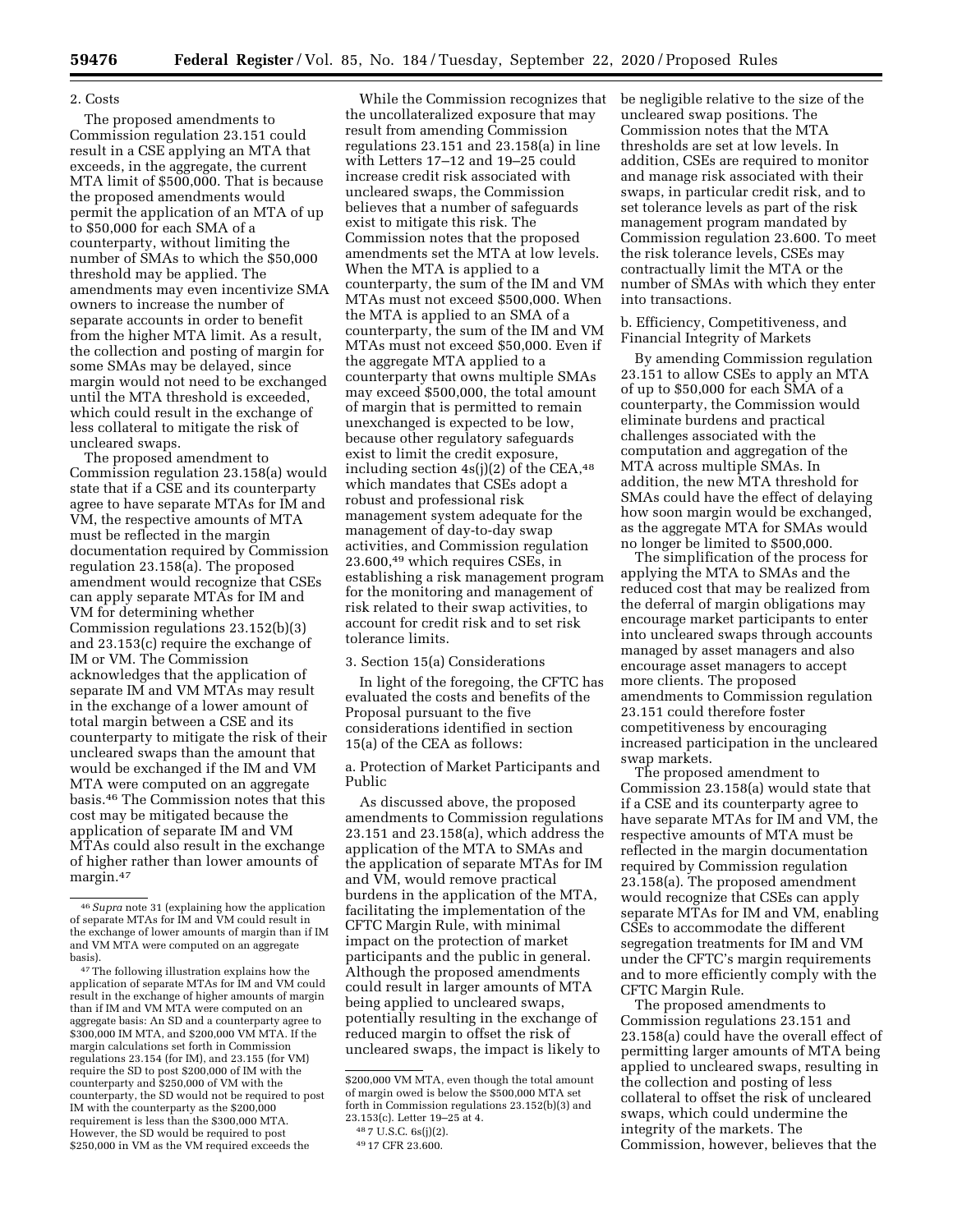2. Costs

The proposed amendments to Commission regulation 23.151 could result in a CSE applying an MTA that exceeds, in the aggregate, the current MTA limit of $500,000. That is because the proposed amendments would permit the application of an MTA of up to $50,000 for each SMA of a counterparty, without limiting the number of SMAs to which the $50,000 threshold may be applied. The amendments may even incentivize SMA owners to increase the number of separate accounts in order to benefit from the higher MTA limit. As a result, the collection and posting of margin for some SMAs may be delayed, since margin would not need to be exchanged until the MTA threshold is exceeded, which could result in the exchange of less collateral to mitigate the risk of uncleared swaps.

The proposed amendment to Commission regulation 23.158(a) would state that if a CSE and its counterparty agree to have separate MTAs for IM and VM, the respective amounts of MTA must be reflected in the margin documentation required by Commission regulation 23.158(a). The proposed amendment would recognize that CSEs can apply separate MTAs for IM and VM for determining whether Commission regulations 23.152(b)(3) and 23.153(c) require the exchange of IM or VM. The Commission acknowledges that the application of separate IM and VM MTAs may result in the exchange of a lower amount of total margin between a CSE and its counterparty to mitigate the risk of their uncleared swaps than the amount that would be exchanged if the IM and VM MTA were computed on an aggregate basis.[46] The Commission notes that this cost may be mitigated because the application of separate IM and VM MTAs could also result in the exchange of higher rather than lower amounts of margin.[47]

While the Commission recognizes that the uncollateralized exposure that may result from amending Commission regulations 23.151 and 23.158(a) in line with Letters 17–12 and 19–25 could increase credit risk associated with uncleared swaps, the Commission believes that a number of safeguards exist to mitigate this risk. The Commission notes that the proposed amendments set the MTA at low levels. When the MTA is applied to a counterparty, the sum of the IM and VM MTAs must not exceed $500,000. When the MTA is applied to an SMA of a counterparty, the sum of the IM and VM MTAs must not exceed $50,000. Even if the aggregate MTA applied to a counterparty that owns multiple SMAs may exceed $500,000, the total amount of margin that is permitted to remain unexchanged is expected to be low, because other regulatory safeguards exist to limit the credit exposure, including section 4s(j)(2) of the CEA,[48] which mandates that CSEs adopt a robust and professional risk management system adequate for the management of day-to-day swap activities, and Commission regulation 23.600,[49] which requires CSEs, in establishing a risk management program for the monitoring and management of risk related to their swap activities, to account for credit risk and to set risk tolerance limits.

3. Section 15(a) Considerations

In light of the foregoing, the CFTC has evaluated the costs and benefits of the Proposal pursuant to the five considerations identified in section 15(a) of the CEA as follows:

a. Protection of Market Participants and Public

As discussed above, the proposed amendments to Commission regulations 23.151 and 23.158(a), which address the application of the MTA to SMAs and the application of separate MTAs for IM and VM, would remove practical burdens in the application of the MTA, facilitating the implementation of the CFTC Margin Rule, with minimal impact on the protection of market participants and the public in general. Although the proposed amendments could result in larger amounts of MTA being applied to uncleared swaps, potentially resulting in the exchange of reduced margin to offset the risk of uncleared swaps, the impact is likely to be negligible relative to the size of the uncleared swap positions. The Commission notes that the MTA thresholds are set at low levels. In addition, CSEs are required to monitor and manage risk associated with their swaps, in particular credit risk, and to set tolerance levels as part of the risk management program mandated by Commission regulation 23.600. To meet the risk tolerance levels, CSEs may contractually limit the MTA or the number of SMAs with which they enter into transactions.

b. Efficiency, Competitiveness, and Financial Integrity of Markets

By amending Commission regulation 23.151 to allow CSEs to apply an MTA of up to $50,000 for each SMA of a counterparty, the Commission would eliminate burdens and practical challenges associated with the computation and aggregation of the MTA across multiple SMAs. In addition, the new MTA threshold for SMAs could have the effect of delaying how soon margin would be exchanged, as the aggregate MTA for SMAs would no longer be limited to $500,000.

The simplification of the process for applying the MTA to SMAs and the reduced cost that may be realized from the deferral of margin obligations may encourage market participants to enter into uncleared swaps through accounts managed by asset managers and also encourage asset managers to accept more clients. The proposed amendments to Commission regulation 23.151 could therefore foster competitiveness by encouraging increased participation in the uncleared swap markets.

The proposed amendment to Commission 23.158(a) would state that if a CSE and its counterparty agree to have separate MTAs for IM and VM, the respective amounts of MTA must be reflected in the margin documentation required by Commission regulation 23.158(a). The proposed amendment would recognize that CSEs can apply separate MTAs for IM and VM, enabling CSEs to accommodate the different segregation treatments for IM and VM under the CFTC's margin requirements and to more efficiently comply with the CFTC Margin Rule.

The proposed amendments to Commission regulations 23.151 and 23.158(a) could have the overall effect of permitting larger amounts of MTA being applied to uncleared swaps, resulting in the collection and posting of less collateral to offset the risk of uncleared swaps, which could undermine the integrity of the markets. The Commission, however, believes that the

---

[46] *Supra* note 31 (explaining how the application of separate MTAs for IM and VM could result in the exchange of lower amounts of margin than if IM and VM MTA were computed on an aggregate basis).

[47] The following illustration explains how the application of separate MTAs for IM and VM could result in the exchange of higher amounts of margin than if IM and VM MTA were computed on an aggregate basis: An SD and a counterparty agree to $300,000 IM MTA, and $200,000 VM MTA. If the margin calculations set forth in Commission regulations 23.154 (for IM), and 23.155 (for VM) require the SD to post $200,000 of IM with the counterparty and $250,000 of VM with the counterparty, the SD would not be required to post IM with the counterparty as the $200,000 requirement is less than the $300,000 MTA. However, the SD would be required to post $250,000 in VM as the VM required exceeds the $200,000 VM MTA, even though the total amount of margin owed is below the $500,000 MTA set forth in Commission regulations 23.152(b)(3) and 23.153(c). Letter 19–25 at 4.

[48] 7 U.S.C. 6s(j)(2).

[49] 17 CFR 23.600.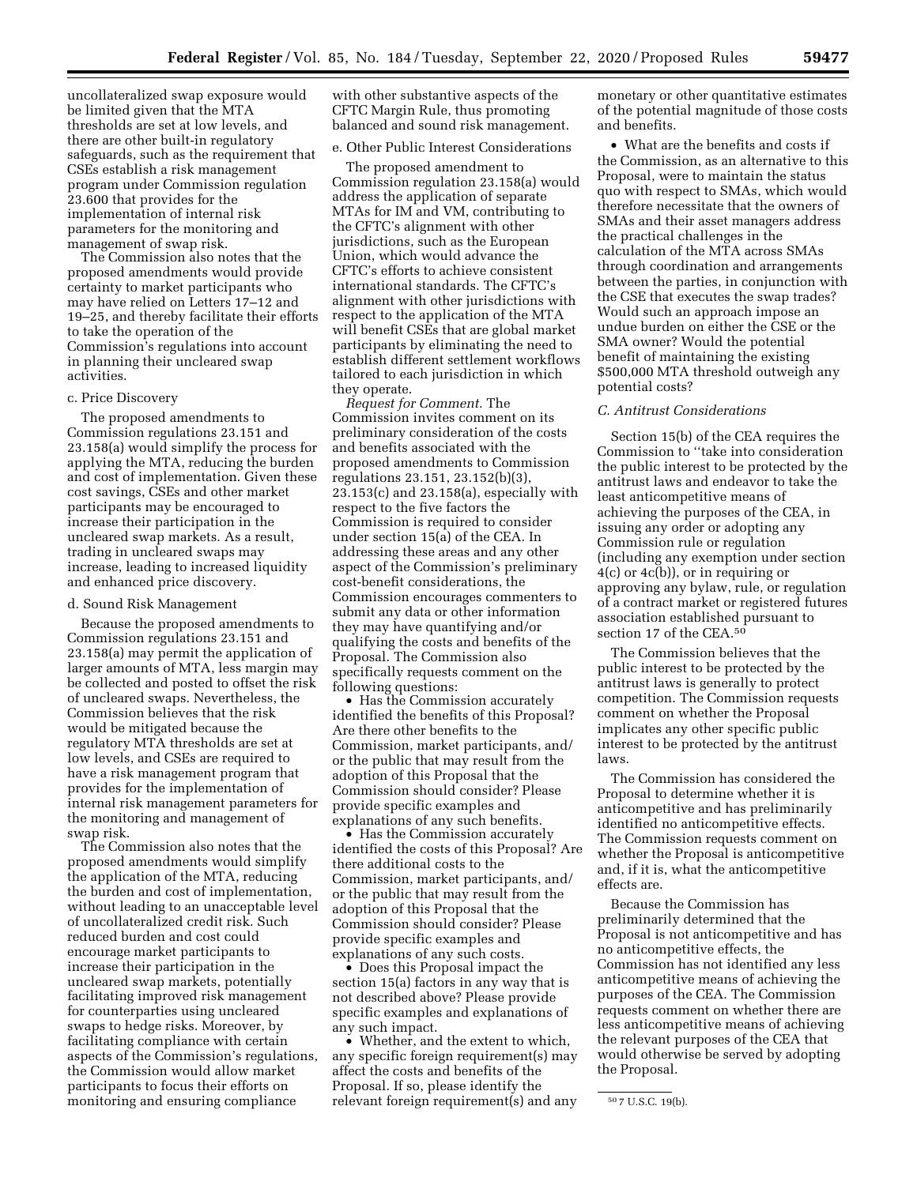uncollateralized swap exposure would be limited given that the MTA thresholds are set at low levels, and there are other built-in regulatory safeguards, such as the requirement that CSEs establish a risk management program under Commission regulation 23.600 that provides for the implementation of internal risk parameters for the monitoring and management of swap risk.

The Commission also notes that the proposed amendments would provide certainty to market participants who may have relied on Letters 17–12 and 19–25, and thereby facilitate their efforts to take the operation of the Commission's regulations into account in planning their uncleared swap activities.

c. Price Discovery

The proposed amendments to Commission regulations 23.151 and 23.158(a) would simplify the process for applying the MTA, reducing the burden and cost of implementation. Given these cost savings, CSEs and other market participants may be encouraged to increase their participation in the uncleared swap markets. As a result, trading in uncleared swaps may increase, leading to increased liquidity and enhanced price discovery.

d. Sound Risk Management

Because the proposed amendments to Commission regulations 23.151 and 23.158(a) may permit the application of larger amounts of MTA, less margin may be collected and posted to offset the risk of uncleared swaps. Nevertheless, the Commission believes that the risk would be mitigated because the regulatory MTA thresholds are set at low levels, and CSEs are required to have a risk management program that provides for the implementation of internal risk management parameters for the monitoring and management of swap risk.

The Commission also notes that the proposed amendments would simplify the application of the MTA, reducing the burden and cost of implementation, without leading to an unacceptable level of uncollateralized credit risk. Such reduced burden and cost could encourage market participants to increase their participation in the uncleared swap markets, potentially facilitating improved risk management for counterparties using uncleared swaps to hedge risks. Moreover, by facilitating compliance with certain aspects of the Commission's regulations, the Commission would allow market participants to focus their efforts on monitoring and ensuring compliance with other substantive aspects of the CFTC Margin Rule, thus promoting balanced and sound risk management.

e. Other Public Interest Considerations

The proposed amendment to Commission regulation 23.158(a) would address the application of separate MTAs for IM and VM, contributing to the CFTC's alignment with other jurisdictions, such as the European Union, which would advance the CFTC's efforts to achieve consistent international standards. The CFTC's alignment with other jurisdictions with respect to the application of the MTA will benefit CSEs that are global market participants by eliminating the need to establish different settlement workflows tailored to each jurisdiction in which they operate.

*Request for Comment.* The Commission invites comment on its preliminary consideration of the costs and benefits associated with the proposed amendments to Commission regulations 23.151, 23.152(b)(3), 23.153(c) and 23.158(a), especially with respect to the five factors the Commission is required to consider under section 15(a) of the CEA. In addressing these areas and any other aspect of the Commission's preliminary cost-benefit considerations, the Commission encourages commenters to submit any data or other information they may have quantifying and/or qualifying the costs and benefits of the Proposal. The Commission also specifically requests comment on the following questions:

- Has the Commission accurately identified the benefits of this Proposal? Are there other benefits to the Commission, market participants, and/or the public that may result from the adoption of this Proposal that the Commission should consider? Please provide specific examples and explanations of any such benefits.
- Has the Commission accurately identified the costs of this Proposal? Are there additional costs to the Commission, market participants, and/or the public that may result from the adoption of this Proposal that the Commission should consider? Please provide specific examples and explanations of any such costs.
- Does this Proposal impact the section 15(a) factors in any way that is not described above? Please provide specific examples and explanations of any such impact.
- Whether, and the extent to which, any specific foreign requirement(s) may affect the costs and benefits of the Proposal. If so, please identify the relevant foreign requirement(s) and any monetary or other quantitative estimates of the potential magnitude of those costs and benefits.
- What are the benefits and costs if the Commission, as an alternative to this Proposal, were to maintain the status quo with respect to SMAs, which would therefore necessitate that the owners of SMAs and their asset managers address the practical challenges in the calculation of the MTA across SMAs through coordination and arrangements between the parties, in conjunction with the CSE that executes the swap trades? Would such an approach impose an undue burden on either the CSE or the SMA owner? Would the potential benefit of maintaining the existing $500,000 MTA threshold outweigh any potential costs?

### C. Antitrust Considerations

Section 15(b) of the CEA requires the Commission to "take into consideration the public interest to be protected by the antitrust laws and endeavor to take the least anticompetitive means of achieving the purposes of the CEA, in issuing any order or adopting any Commission rule or regulation (including any exemption under section 4(c) or 4c(b)), or in requiring or approving any bylaw, rule, or regulation of a contract market or registered futures association established pursuant to section 17 of the CEA.[50]

The Commission believes that the public interest to be protected by the antitrust laws is generally to protect competition. The Commission requests comment on whether the Proposal implicates any other specific public interest to be protected by the antitrust laws.

The Commission has considered the Proposal to determine whether it is anticompetitive and has preliminarily identified no anticompetitive effects. The Commission requests comment on whether the Proposal is anticompetitive and, if it is, what the anticompetitive effects are.

Because the Commission has preliminarily determined that the Proposal is not anticompetitive and has no anticompetitive effects, the Commission has not identified any less anticompetitive means of achieving the purposes of the CEA. The Commission requests comment on whether there are less anticompetitive means of achieving the relevant purposes of the CEA that would otherwise be served by adopting the Proposal.

[50] 7 U.S.C. 19(b).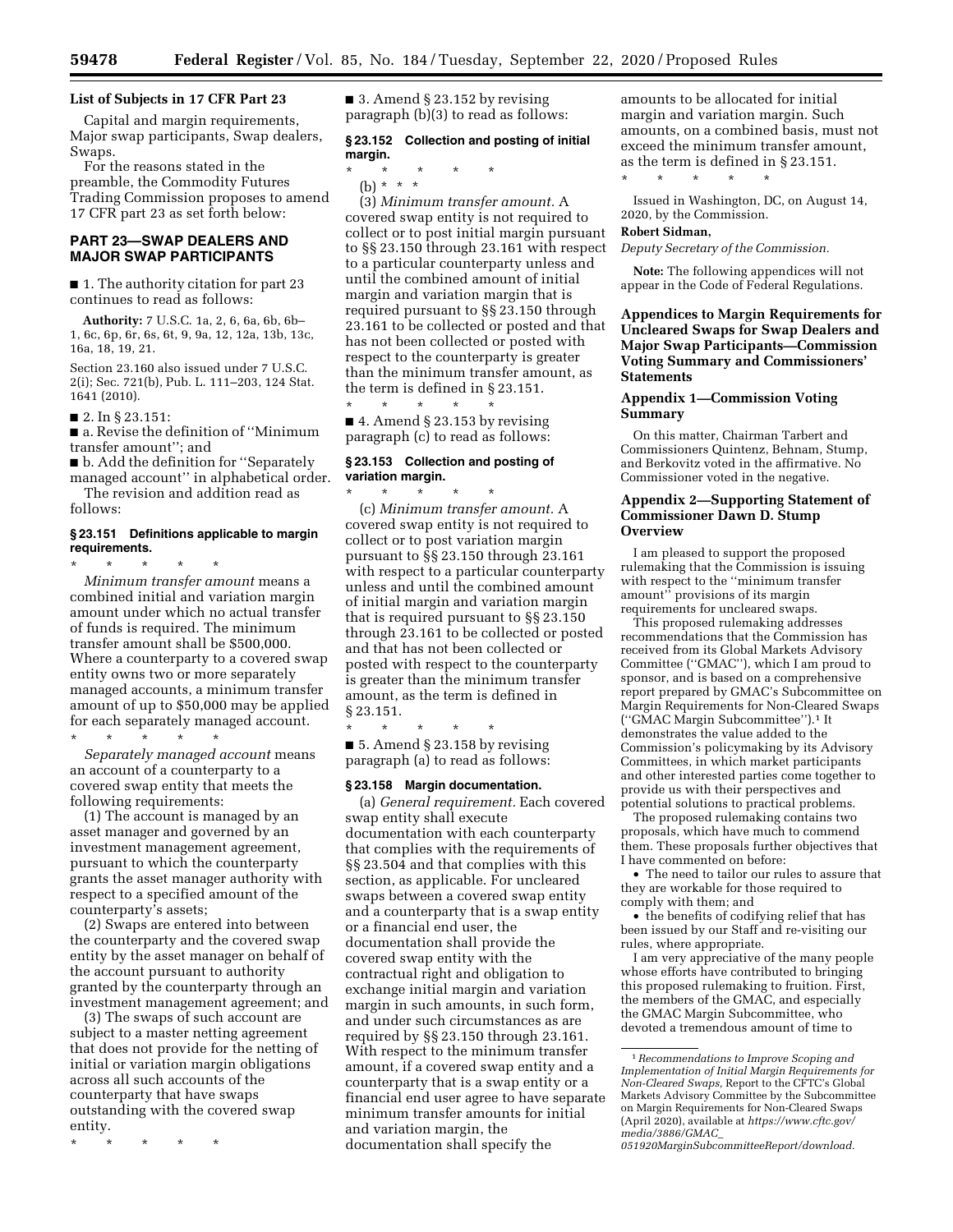**List of Subjects in 17 CFR Part 23**

Capital and margin requirements, Major swap participants, Swap dealers, Swaps.

For the reasons stated in the preamble, the Commodity Futures Trading Commission proposes to amend 17 CFR part 23 as set forth below:

## PART 23—SWAP DEALERS AND MAJOR SWAP PARTICIPANTS

■ 1. The authority citation for part 23 continues to read as follows:

**Authority:** 7 U.S.C. 1a, 2, 6, 6a, 6b, 6b–1, 6c, 6p, 6r, 6s, 6t, 9, 9a, 12, 12a, 13b, 13c, 16a, 18, 19, 21.

Section 23.160 also issued under 7 U.S.C. 2(i); Sec. 721(b), Pub. L. 111–203, 124 Stat. 1641 (2010).

■ 2. In § 23.151:

■ a. Revise the definition of ''Minimum transfer amount''; and

■ b. Add the definition for ''Separately managed account'' in alphabetical order.

The revision and addition read as follows:

**§ 23.151 Definitions applicable to margin requirements.**

\* \* \* \* \*

*Minimum transfer amount* means a combined initial and variation margin amount under which no actual transfer of funds is required. The minimum transfer amount shall be $500,000. Where a counterparty to a covered swap entity owns two or more separately managed accounts, a minimum transfer amount of up to $50,000 may be applied for each separately managed account.

\* \* \* \* \*

*Separately managed account* means an account of a counterparty to a covered swap entity that meets the following requirements:

(1) The account is managed by an asset manager and governed by an investment management agreement, pursuant to which the counterparty grants the asset manager authority with respect to a specified amount of the counterparty's assets;

(2) Swaps are entered into between the counterparty and the covered swap entity by the asset manager on behalf of the account pursuant to authority granted by the counterparty through an investment management agreement; and

(3) The swaps of such account are subject to a master netting agreement that does not provide for the netting of initial or variation margin obligations across all such accounts of the counterparty that have swaps outstanding with the covered swap entity.

\* \* \* \* \*

■ 3. Amend § 23.152 by revising paragraph (b)(3) to read as follows:

**§ 23.152 Collection and posting of initial margin.**

\* \* \* \* \*

(b) \* \* \*

(3) *Minimum transfer amount.* A covered swap entity is not required to collect or to post initial margin pursuant to §§ 23.150 through 23.161 with respect to a particular counterparty unless and until the combined amount of initial margin and variation margin that is required pursuant to §§ 23.150 through 23.161 to be collected or posted and that has not been collected or posted with respect to the counterparty is greater than the minimum transfer amount, as the term is defined in § 23.151.

\* \* \* \* \*

■ 4. Amend § 23.153 by revising paragraph (c) to read as follows:

**§ 23.153 Collection and posting of variation margin.**

\* \* \* \* \*

(c) *Minimum transfer amount.* A covered swap entity is not required to collect or to post variation margin pursuant to §§ 23.150 through 23.161 with respect to a particular counterparty unless and until the combined amount of initial margin and variation margin that is required pursuant to §§ 23.150 through 23.161 to be collected or posted and that has not been collected or posted with respect to the counterparty is greater than the minimum transfer amount, as the term is defined in § 23.151.

\* \* \* \* \*

■ 5. Amend § 23.158 by revising paragraph (a) to read as follows:

**§ 23.158 Margin documentation.**

(a) *General requirement.* Each covered swap entity shall execute documentation with each counterparty that complies with the requirements of §§ 23.504 and that complies with this section, as applicable. For uncleared swaps between a covered swap entity and a counterparty that is a swap entity or a financial end user, the documentation shall provide the covered swap entity with the contractual right and obligation to exchange initial margin and variation margin in such amounts, in such form, and under such circumstances as are required by §§ 23.150 through 23.161. With respect to the minimum transfer amount, if a covered swap entity and a counterparty that is a swap entity or a financial end user agree to have separate minimum transfer amounts for initial and variation margin, the documentation shall specify the amounts to be allocated for initial margin and variation margin. Such amounts, on a combined basis, must not exceed the minimum transfer amount, as the term is defined in § 23.151.

\* \* \* \* \*

Issued in Washington, DC, on August 14, 2020, by the Commission.

**Robert Sidman,**

*Deputy Secretary of the Commission.*

**Note:** The following appendices will not appear in the Code of Federal Regulations.

## Appendices to Margin Requirements for Uncleared Swaps for Swap Dealers and Major Swap Participants—Commission Voting Summary and Commissioners' Statements

### Appendix 1—Commission Voting Summary

On this matter, Chairman Tarbert and Commissioners Quintenz, Behnam, Stump, and Berkovitz voted in the affirmative. No Commissioner voted in the negative.

### Appendix 2—Supporting Statement of Commissioner Dawn D. Stump Overview

I am pleased to support the proposed rulemaking that the Commission is issuing with respect to the ''minimum transfer amount'' provisions of its margin requirements for uncleared swaps.

This proposed rulemaking addresses recommendations that the Commission has received from its Global Markets Advisory Committee (''GMAC''), which I am proud to sponsor, and is based on a comprehensive report prepared by GMAC's Subcommittee on Margin Requirements for Non-Cleared Swaps (''GMAC Margin Subcommittee'').[1] It demonstrates the value added to the Commission's policymaking by its Advisory Committees, in which market participants and other interested parties come together to provide us with their perspectives and potential solutions to practical problems.

The proposed rulemaking contains two proposals, which have much to commend them. These proposals further objectives that I have commented on before:

- The need to tailor our rules to assure that they are workable for those required to comply with them; and
- the benefits of codifying relief that has been issued by our Staff and re-visiting our rules, where appropriate.

I am very appreciative of the many people whose efforts have contributed to bringing this proposed rulemaking to fruition. First, the members of the GMAC, and especially the GMAC Margin Subcommittee, who devoted a tremendous amount of time to

[1] *Recommendations to Improve Scoping and Implementation of Initial Margin Requirements for Non-Cleared Swaps,* Report to the CFTC's Global Markets Advisory Committee by the Subcommittee on Margin Requirements for Non-Cleared Swaps (April 2020), available at *https://www.cftc.gov/media/3886/GMAC_051920MarginSubcommitteeReport/download.*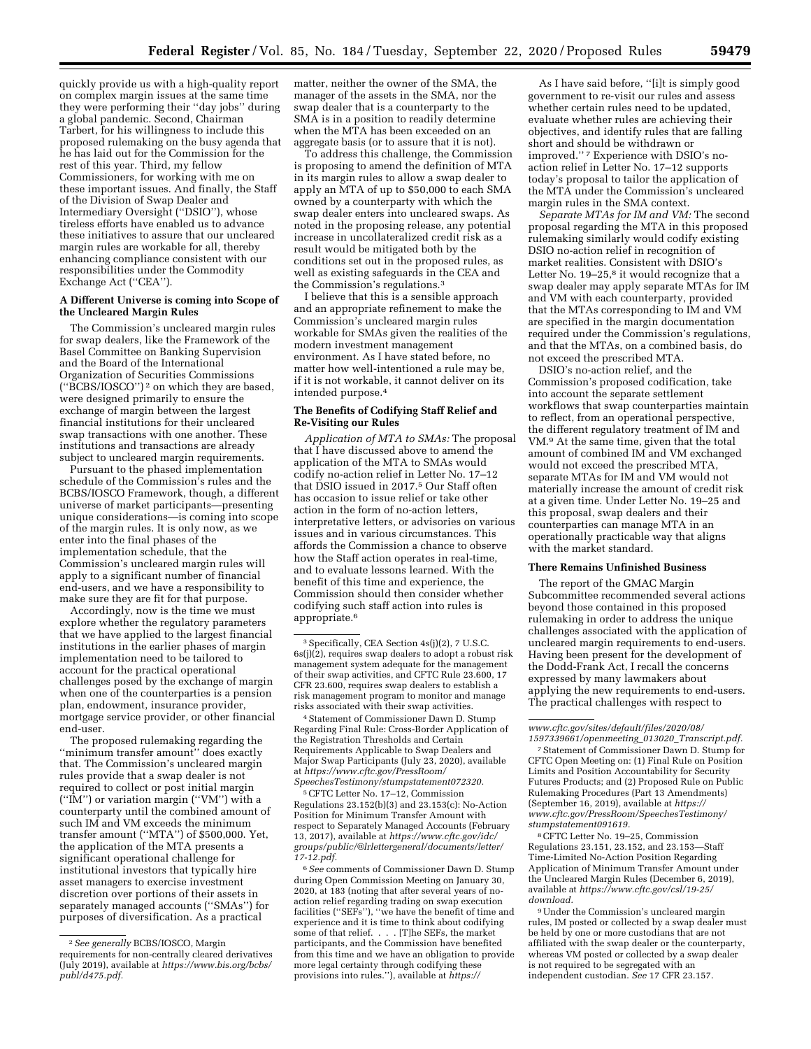quickly provide us with a high-quality report on complex margin issues at the same time they were performing their "day jobs" during a global pandemic. Second, Chairman Tarbert, for his willingness to include this proposed rulemaking on the busy agenda that he has laid out for the Commission for the rest of this year. Third, my fellow Commissioners, for working with me on these important issues. And finally, the Staff of the Division of Swap Dealer and Intermediary Oversight ("DSIO"), whose tireless efforts have enabled us to advance these initiatives to assure that our uncleared margin rules are workable for all, thereby enhancing compliance consistent with our responsibilities under the Commodity Exchange Act ("CEA").

**A Different Universe is coming into Scope of the Uncleared Margin Rules**

The Commission's uncleared margin rules for swap dealers, like the Framework of the Basel Committee on Banking Supervision and the Board of the International Organization of Securities Commissions ("BCBS/IOSCO")[2] on which they are based, were designed primarily to ensure the exchange of margin between the largest financial institutions for their uncleared swap transactions with one another. These institutions and transactions are already subject to uncleared margin requirements.

Pursuant to the phased implementation schedule of the Commission's rules and the BCBS/IOSCO Framework, though, a different universe of market participants—presenting unique considerations—is coming into scope of the margin rules. It is only now, as we enter into the final phases of the implementation schedule, that the Commission's uncleared margin rules will apply to a significant number of financial end-users, and we have a responsibility to make sure they are fit for that purpose.

Accordingly, now is the time we must explore whether the regulatory parameters that we have applied to the largest financial institutions in the earlier phases of margin implementation need to be tailored to account for the practical operational challenges posed by the exchange of margin when one of the counterparties is a pension plan, endowment, insurance provider, mortgage service provider, or other financial end-user.

The proposed rulemaking regarding the "minimum transfer amount" does exactly that. The Commission's uncleared margin rules provide that a swap dealer is not required to collect or post initial margin ("IM") or variation margin ("VM") with a counterparty until the combined amount of such IM and VM exceeds the minimum transfer amount ("MTA") of $500,000. Yet, the application of the MTA presents a significant operational challenge for institutional investors that typically hire asset managers to exercise investment discretion over portions of their assets in separately managed accounts ("SMAs") for purposes of diversification. As a practical matter, neither the owner of the SMA, the manager of the assets in the SMA, nor the swap dealer that is a counterparty to the SMA is in a position to readily determine when the MTA has been exceeded on an aggregate basis (or to assure that it is not).

To address this challenge, the Commission is proposing to amend the definition of MTA in its margin rules to allow a swap dealer to apply an MTA of up to $50,000 to each SMA owned by a counterparty with which the swap dealer enters into uncleared swaps. As noted in the proposing release, any potential increase in uncollateralized credit risk as a result would be mitigated both by the conditions set out in the proposed rules, as well as existing safeguards in the CEA and the Commission's regulations.[3]

I believe that this is a sensible approach and an appropriate refinement to make the Commission's uncleared margin rules workable for SMAs given the realities of the modern investment management environment. As I have stated before, no matter how well-intentioned a rule may be, if it is not workable, it cannot deliver on its intended purpose.[4]

**The Benefits of Codifying Staff Relief and Re-Visiting our Rules**

*Application of MTA to SMAs:* The proposal that I have discussed above to amend the application of the MTA to SMAs would codify no-action relief in Letter No. 17–12 that DSIO issued in 2017.[5] Our Staff often has occasion to issue relief or take other action in the form of no-action letters, interpretative letters, or advisories on various issues and in various circumstances. This affords the Commission a chance to observe how the Staff action operates in real-time, and to evaluate lessons learned. With the benefit of this time and experience, the Commission should then consider whether codifying such staff action into rules is appropriate.[6]

As I have said before, "[i]t is simply good government to re-visit our rules and assess whether certain rules need to be updated, evaluate whether rules are achieving their objectives, and identify rules that are falling short and should be withdrawn or improved." [7] Experience with DSIO's no-action relief in Letter No. 17–12 supports today's proposal to tailor the application of the MTA under the Commission's uncleared margin rules in the SMA context.

*Separate MTAs for IM and VM:* The second proposal regarding the MTA in this proposed rulemaking similarly would codify existing DSIO no-action relief in recognition of market realities. Consistent with DSIO's Letter No. 19–25,[8] it would recognize that a swap dealer may apply separate MTAs for IM and VM with each counterparty, provided that the MTAs corresponding to IM and VM are specified in the margin documentation required under the Commission's regulations, and that the MTAs, on a combined basis, do not exceed the prescribed MTA.

DSIO's no-action relief, and the Commission's proposed codification, take into account the separate settlement workflows that swap counterparties maintain to reflect, from an operational perspective, the different regulatory treatment of IM and VM.[9] At the same time, given that the total amount of combined IM and VM exchanged would not exceed the prescribed MTA, separate MTAs for IM and VM would not materially increase the amount of credit risk at a given time. Under Letter No. 19–25 and this proposal, swap dealers and their counterparties can manage MTA in an operationally practicable way that aligns with the market standard.

**There Remains Unfinished Business**

The report of the GMAC Margin Subcommittee recommended several actions beyond those contained in this proposed rulemaking in order to address the unique challenges associated with the application of uncleared margin requirements to end-users. Having been present for the development of the Dodd-Frank Act, I recall the concerns expressed by many lawmakers about applying the new requirements to end-users. The practical challenges with respect to

---

[2] *See generally* BCBS/IOSCO, Margin requirements for non-centrally cleared derivatives (July 2019), available at *https://www.bis.org/bcbs/publ/d475.pdf*.

[3] Specifically, CEA Section 4s(j)(2), 7 U.S.C. 6s(j)(2), requires swap dealers to adopt a robust risk management system adequate for the management of their swap activities, and CFTC Rule 23.600, 17 CFR 23.600, requires swap dealers to establish a risk management program to monitor and manage risks associated with their swap activities.

[4] Statement of Commissioner Dawn D. Stump Regarding Final Rule: Cross-Border Application of the Registration Thresholds and Certain Requirements Applicable to Swap Dealers and Major Swap Participants (July 23, 2020), available at *https://www.cftc.gov/PressRoom/SpeechesTestimony/stumpstatement072320*.

[5] CFTC Letter No. 17–12, Commission Regulations 23.152(b)(3) and 23.153(c): No-Action Position for Minimum Transfer Amount with respect to Separately Managed Accounts (February 13, 2017), available at *https://www.cftc.gov/idc/groups/public/@lrlettergeneral/documents/letter/17-12.pdf*.

[6] *See* comments of Commissioner Dawn D. Stump during Open Commission Meeting on January 30, 2020, at 183 (noting that after several years of no-action relief regarding trading on swap execution facilities ("SEFs"), "we have the benefit of time and experience and it is time to think about codifying some of that relief. . . . [T]he SEFs, the market participants, and the Commission have benefited from this time and we have an obligation to provide more legal certainty through codifying these provisions into rules."), available at *https://www.cftc.gov/sites/default/files/2020/08/1597339661/openmeeting_013020_Transcript.pdf*.

[7] Statement of Commissioner Dawn D. Stump for CFTC Open Meeting on: (1) Final Rule on Position Limits and Position Accountability for Security Futures Products; and (2) Proposed Rule on Public Rulemaking Procedures (Part 13 Amendments) (September 16, 2019), available at *https://www.cftc.gov/PressRoom/SpeechesTestimony/stumpstatement091619*.

[8] CFTC Letter No. 19–25, Commission Regulations 23.151, 23.152, and 23.153—Staff Time-Limited No-Action Position Regarding Application of Minimum Transfer Amount under the Uncleared Margin Rules (December 6, 2019), available at *https://www.cftc.gov/csl/19-25/download*.

[9] Under the Commission's uncleared margin rules, IM posted or collected by a swap dealer must be held by one or more custodians that are not affiliated with the swap dealer or the counterparty, whereas VM posted or collected by a swap dealer is not required to be segregated with an independent custodian. *See* 17 CFR 23.157.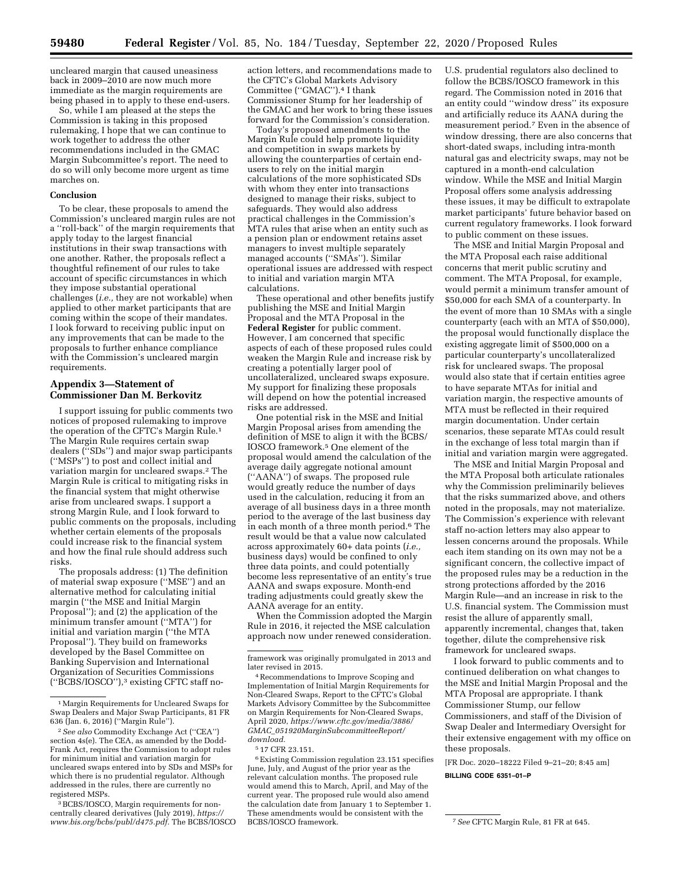uncleared margin that caused uneasiness back in 2009–2010 are now much more immediate as the margin requirements are being phased in to apply to these end-users.

So, while I am pleased at the steps the Commission is taking in this proposed rulemaking, I hope that we can continue to work together to address the other recommendations included in the GMAC Margin Subcommittee's report. The need to do so will only become more urgent as time marches on.

**Conclusion**

To be clear, these proposals to amend the Commission's uncleared margin rules are not a "roll-back" of the margin requirements that apply today to the largest financial institutions in their swap transactions with one another. Rather, the proposals reflect a thoughtful refinement of our rules to take account of specific circumstances in which they impose substantial operational challenges (*i.e.,* they are not workable) when applied to other market participants that are coming within the scope of their mandates. I look forward to receiving public input on any improvements that can be made to the proposals to further enhance compliance with the Commission's uncleared margin requirements.

## Appendix 3—Statement of Commissioner Dan M. Berkovitz

I support issuing for public comments two notices of proposed rulemaking to improve the operation of the CFTC's Margin Rule.[1] The Margin Rule requires certain swap dealers ("SDs") and major swap participants ("MSPs") to post and collect initial and variation margin for uncleared swaps.[2] The Margin Rule is critical to mitigating risks in the financial system that might otherwise arise from uncleared swaps. I support a strong Margin Rule, and I look forward to public comments on the proposals, including whether certain elements of the proposals could increase risk to the financial system and how the final rule should address such risks.

The proposals address: (1) The definition of material swap exposure ("MSE") and an alternative method for calculating initial margin ("the MSE and Initial Margin Proposal"); and (2) the application of the minimum transfer amount ("MTA") for initial and variation margin ("the MTA Proposal"). They build on frameworks developed by the Basel Committee on Banking Supervision and International Organization of Securities Commissions ("BCBS/IOSCO"),[3] existing CFTC staff no-action letters, and recommendations made to the CFTC's Global Markets Advisory Committee ("GMAC").[4] I thank Commissioner Stump for her leadership of the GMAC and her work to bring these issues forward for the Commission's consideration.

Today's proposed amendments to the Margin Rule could help promote liquidity and competition in swaps markets by allowing the counterparties of certain end-users to rely on the initial margin calculations of the more sophisticated SDs with whom they enter into transactions designed to manage their risks, subject to safeguards. They would also address practical challenges in the Commission's MTA rules that arise when an entity such as a pension plan or endowment retains asset managers to invest multiple separately managed accounts ("SMAs"). Similar operational issues are addressed with respect to initial and variation margin MTA calculations.

These operational and other benefits justify publishing the MSE and Initial Margin Proposal and the MTA Proposal in the **Federal Register** for public comment. However, I am concerned that specific aspects of each of these proposed rules could weaken the Margin Rule and increase risk by creating a potentially larger pool of uncollateralized, uncleared swaps exposure. My support for finalizing these proposals will depend on how the potential increased risks are addressed.

One potential risk in the MSE and Initial Margin Proposal arises from amending the definition of MSE to align it with the BCBS/IOSCO framework.[5] One element of the proposal would amend the calculation of the average daily aggregate notional amount ("AANA") of swaps. The proposed rule would greatly reduce the number of days used in the calculation, reducing it from an average of all business days in a three month period to the average of the last business day in each month of a three month period.[6] The result would be that a value now calculated across approximately 60+ data points (*i.e.,* business days) would be confined to only three data points, and could potentially become less representative of an entity's true AANA and swaps exposure. Month-end trading adjustments could greatly skew the AANA average for an entity.

When the Commission adopted the Margin Rule in 2016, it rejected the MSE calculation approach now under renewed consideration. U.S. prudential regulators also declined to follow the BCBS/IOSCO framework in this regard. The Commission noted in 2016 that an entity could "window dress" its exposure and artificially reduce its AANA during the measurement period.[7] Even in the absence of window dressing, there are also concerns that short-dated swaps, including intra-month natural gas and electricity swaps, may not be captured in a month-end calculation window. While the MSE and Initial Margin Proposal offers some analysis addressing these issues, it may be difficult to extrapolate market participants' future behavior based on current regulatory frameworks. I look forward to public comment on these issues.

The MSE and Initial Margin Proposal and the MTA Proposal each raise additional concerns that merit public scrutiny and comment. The MTA Proposal, for example, would permit a minimum transfer amount of $50,000 for each SMA of a counterparty. In the event of more than 10 SMAs with a single counterparty (each with an MTA of $50,000), the proposal would functionally displace the existing aggregate limit of $500,000 on a particular counterparty's uncollateralized risk for uncleared swaps. The proposal would also state that if certain entities agree to have separate MTAs for initial and variation margin, the respective amounts of MTA must be reflected in their required margin documentation. Under certain scenarios, these separate MTAs could result in the exchange of less total margin than if initial and variation margin were aggregated.

The MSE and Initial Margin Proposal and the MTA Proposal both articulate rationales why the Commission preliminarily believes that the risks summarized above, and others noted in the proposals, may not materialize. The Commission's experience with relevant staff no-action letters may also appear to lessen concerns around the proposals. While each item standing on its own may not be a significant concern, the collective impact of the proposed rules may be a reduction in the strong protections afforded by the 2016 Margin Rule—and an increase in risk to the U.S. financial system. The Commission must resist the allure of apparently small, apparently incremental, changes that, taken together, dilute the comprehensive risk framework for uncleared swaps.

I look forward to public comments and to continued deliberation on what changes to the MSE and Initial Margin Proposal and the MTA Proposal are appropriate. I thank Commissioner Stump, our fellow Commissioners, and staff of the Division of Swap Dealer and Intermediary Oversight for their extensive engagement with my office on these proposals.

[FR Doc. 2020–18222 Filed 9–21–20; 8:45 am]

**BILLING CODE 6351–01–P**

---

[1] Margin Requirements for Uncleared Swaps for Swap Dealers and Major Swap Participants, 81 FR 636 (Jan. 6, 2016) ("Margin Rule").

[2] *See also* Commodity Exchange Act ("CEA") section 4s(e). The CEA, as amended by the Dodd-Frank Act, requires the Commission to adopt rules for minimum initial and variation margin for uncleared swaps entered into by SDs and MSPs for which there is no prudential regulator. Although addressed in the rules, there are currently no registered MSPs.

[3] BCBS/IOSCO, Margin requirements for non-centrally cleared derivatives (July 2019), *https://www.bis.org/bcbs/publ/d475.pdf.* The BCBS/IOSCO framework was originally promulgated in 2013 and later revised in 2015.

[4] Recommendations to Improve Scoping and Implementation of Initial Margin Requirements for Non-Cleared Swaps, Report to the CFTC's Global Markets Advisory Committee by the Subcommittee on Margin Requirements for Non-Cleared Swaps, April 2020, *https://www.cftc.gov/media/3886/GMAC_051920MarginSubcommitteeReport/download.*

[5] 17 CFR 23.151.

[6] Existing Commission regulation 23.151 specifies June, July, and August of the prior year as the relevant calculation months. The proposed rule would amend this to March, April, and May of the current year. The proposed rule would also amend the calculation date from January 1 to September 1. These amendments would be consistent with the BCBS/IOSCO framework.

[7] *See* CFTC Margin Rule, 81 FR at 645.